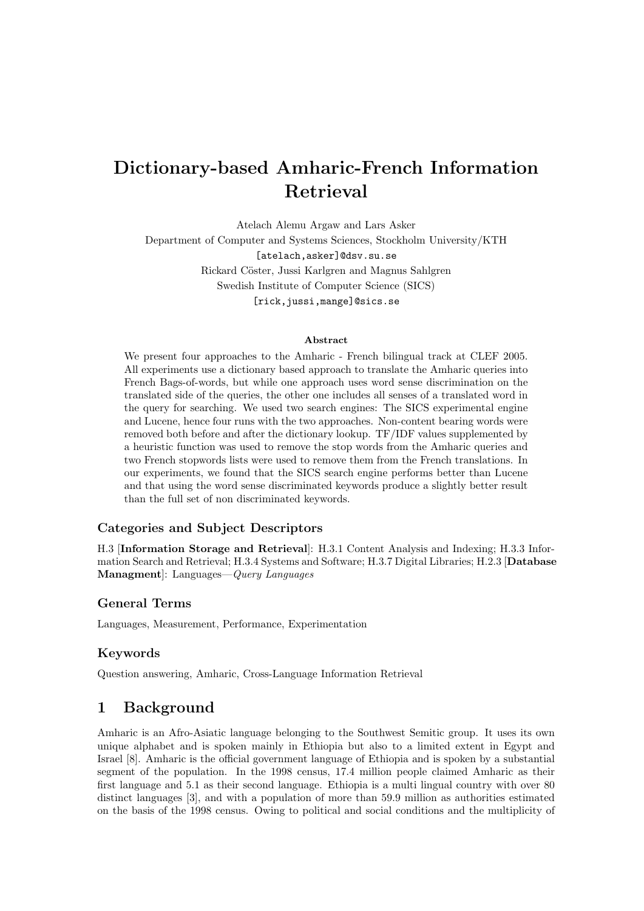# Dictionary-based Amharic-French Information Retrieval

Atelach Alemu Argaw and Lars Asker
Department of Computer and Systems Sciences, Stockholm University/KTH
[atelach,asker]@dsv.su.se
Rickard Cöster, Jussi Karlgren and Magnus Sahlgren
Swedish Institute of Computer Science (SICS)
[rick,jussi,mange]@sics.se

### Abstract

We present four approaches to the Amharic - French bilingual track at CLEF 2005. All experiments use a dictionary based approach to translate the Amharic queries into French Bags-of-words, but while one approach uses word sense discrimination on the translated side of the queries, the other one includes all senses of a translated word in the query for searching. We used two search engines: The SICS experimental engine and Lucene, hence four runs with the two approaches. Non-content bearing words were removed both before and after the dictionary lookup. TF/IDF values supplemented by a heuristic function was used to remove the stop words from the Amharic queries and two French stopwords lists were used to remove them from the French translations. In our experiments, we found that the SICS search engine performs better than Lucene and that using the word sense discriminated keywords produce a slightly better result than the full set of non discriminated keywords.

## Categories and Subject Descriptors

H.3 [**Information Storage and Retrieval**]: H.3.1 Content Analysis and Indexing; H.3.3 Information Search and Retrieval; H.3.4 Systems and Software; H.3.7 Digital Libraries; H.2.3 [**Database Managment**]: Languages—*Query Languages*

## General Terms

Languages, Measurement, Performance, Experimentation

## Keywords

Question answering, Amharic, Cross-Language Information Retrieval

## 1 Background

Amharic is an Afro-Asiatic language belonging to the Southwest Semitic group. It uses its own unique alphabet and is spoken mainly in Ethiopia but also to a limited extent in Egypt and Israel [8]. Amharic is the official government language of Ethiopia and is spoken by a substantial segment of the population. In the 1998 census, 17.4 million people claimed Amharic as their first language and 5.1 as their second language. Ethiopia is a multi lingual country with over 80 distinct languages [3], and with a population of more than 59.9 million as authorities estimated on the basis of the 1998 census. Owing to political and social conditions and the multiplicity of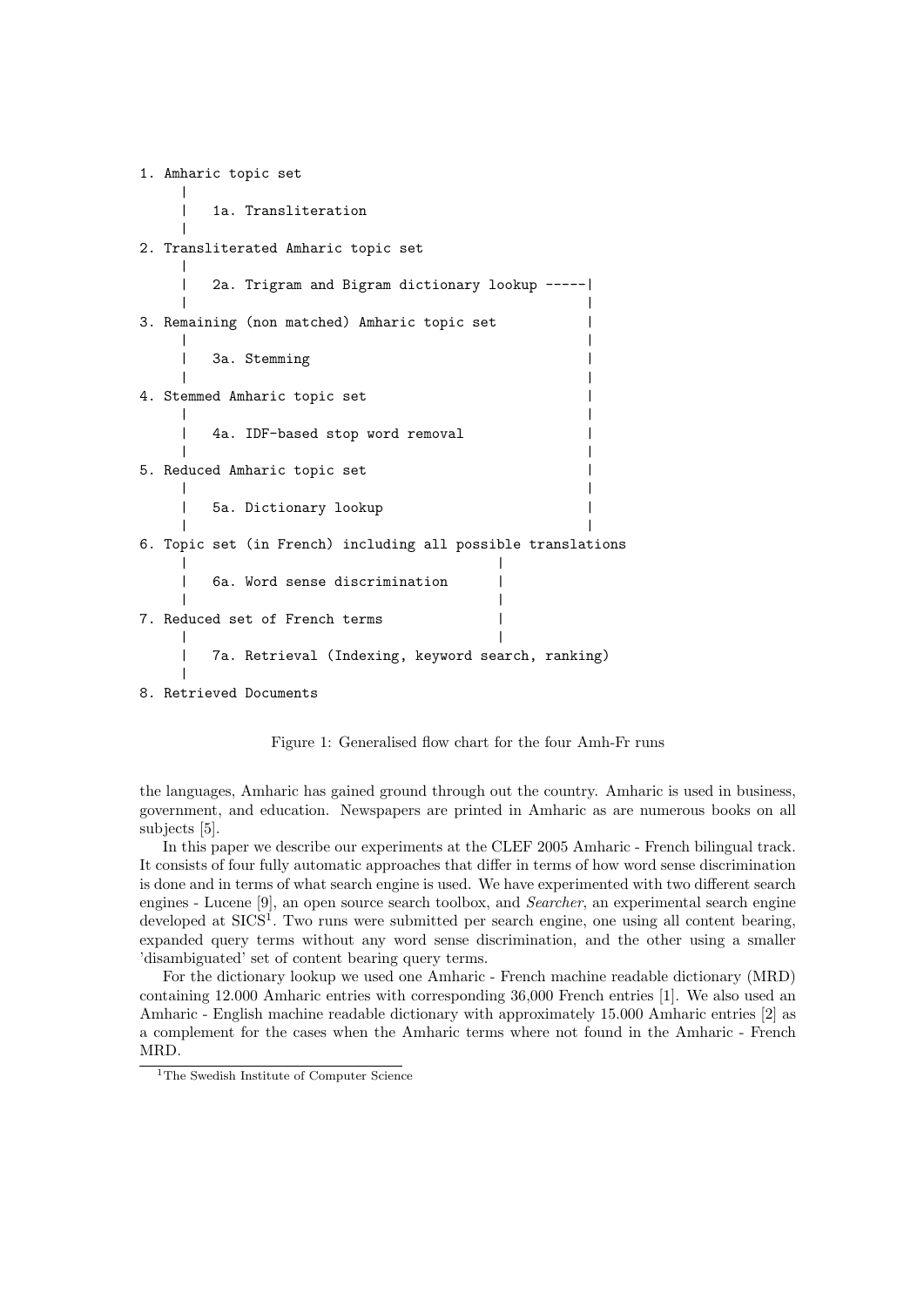```
1. Amharic topic set
     |
     |   1a. Transliteration
     |
2. Transliterated Amharic topic set
     |
     |   2a. Trigram and Bigram dictionary lookup -----|
     |                                                 |
3. Remaining (non matched) Amharic topic set           |
     |                                                 |
     |   3a. Stemming                                  |
     |                                                 |
4. Stemmed Amharic topic set                           |
     |                                                 |
     |   4a. IDF-based stop word removal               |
     |                                                 |
5. Reduced Amharic topic set                           |
     |                                                 |
     |   5a. Dictionary lookup                         |
     |                                                 |
6. Topic set (in French) including all possible translations
     |                                     |
     |   6a. Word sense discrimination     |
     |                                     |
7. Reduced set of French terms             |
     |                                     |
     |   7a. Retrieval (Indexing, keyword search, ranking)
     |
8. Retrieved Documents
```

Figure 1: Generalised flow chart for the four Amh-Fr runs

the languages, Amharic has gained ground through out the country. Amharic is used in business, government, and education. Newspapers are printed in Amharic as are numerous books on all subjects [5].

In this paper we describe our experiments at the CLEF 2005 Amharic - French bilingual track. It consists of four fully automatic approaches that differ in terms of how word sense discrimination is done and in terms of what search engine is used. We have experimented with two different search engines - Lucene [9], an open source search toolbox, and *Searcher*, an experimental search engine developed at SICS[1]. Two runs were submitted per search engine, one using all content bearing, expanded query terms without any word sense discrimination, and the other using a smaller 'disambiguated' set of content bearing query terms.

For the dictionary lookup we used one Amharic - French machine readable dictionary (MRD) containing 12.000 Amharic entries with corresponding 36,000 French entries [1]. We also used an Amharic - English machine readable dictionary with approximately 15.000 Amharic entries [2] as a complement for the cases when the Amharic terms where not found in the Amharic - French MRD.

[1] The Swedish Institute of Computer Science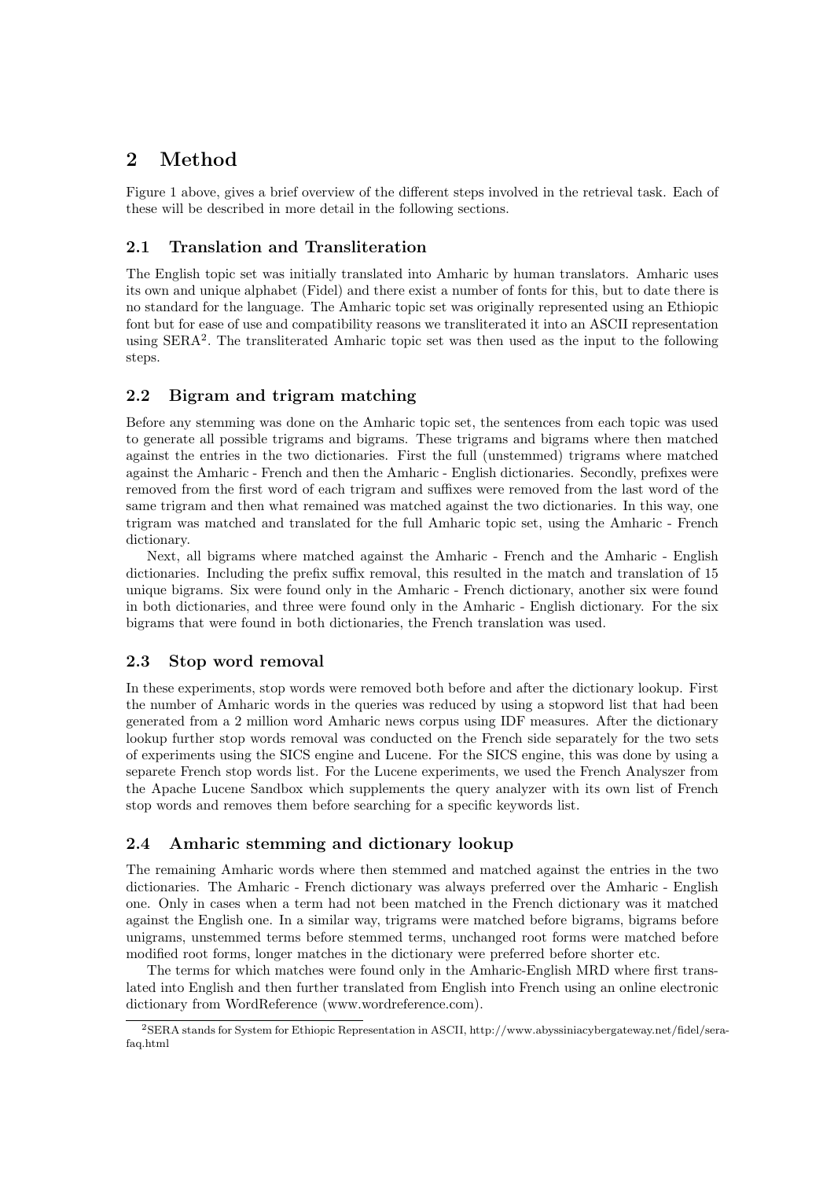# 2 Method

Figure 1 above, gives a brief overview of the different steps involved in the retrieval task. Each of these will be described in more detail in the following sections.

## 2.1 Translation and Transliteration

The English topic set was initially translated into Amharic by human translators. Amharic uses its own and unique alphabet (Fidel) and there exist a number of fonts for this, but to date there is no standard for the language. The Amharic topic set was originally represented using an Ethiopic font but for ease of use and compatibility reasons we transliterated it into an ASCII representation using SERA[2]. The transliterated Amharic topic set was then used as the input to the following steps.

## 2.2 Bigram and trigram matching

Before any stemming was done on the Amharic topic set, the sentences from each topic was used to generate all possible trigrams and bigrams. These trigrams and bigrams where then matched against the entries in the two dictionaries. First the full (unstemmed) trigrams where matched against the Amharic - French and then the Amharic - English dictionaries. Secondly, prefixes were removed from the first word of each trigram and suffixes were removed from the last word of the same trigram and then what remained was matched against the two dictionaries. In this way, one trigram was matched and translated for the full Amharic topic set, using the Amharic - French dictionary.

Next, all bigrams where matched against the Amharic - French and the Amharic - English dictionaries. Including the prefix suffix removal, this resulted in the match and translation of 15 unique bigrams. Six were found only in the Amharic - French dictionary, another six were found in both dictionaries, and three were found only in the Amharic - English dictionary. For the six bigrams that were found in both dictionaries, the French translation was used.

## 2.3 Stop word removal

In these experiments, stop words were removed both before and after the dictionary lookup. First the number of Amharic words in the queries was reduced by using a stopword list that had been generated from a 2 million word Amharic news corpus using IDF measures. After the dictionary lookup further stop words removal was conducted on the French side separately for the two sets of experiments using the SICS engine and Lucene. For the SICS engine, this was done by using a separete French stop words list. For the Lucene experiments, we used the French Analyszer from the Apache Lucene Sandbox which supplements the query analyzer with its own list of French stop words and removes them before searching for a specific keywords list.

## 2.4 Amharic stemming and dictionary lookup

The remaining Amharic words where then stemmed and matched against the entries in the two dictionaries. The Amharic - French dictionary was always preferred over the Amharic - English one. Only in cases when a term had not been matched in the French dictionary was it matched against the English one. In a similar way, trigrams were matched before bigrams, bigrams before unigrams, unstemmed terms before stemmed terms, unchanged root forms were matched before modified root forms, longer matches in the dictionary were preferred before shorter etc.

The terms for which matches were found only in the Amharic-English MRD where first translated into English and then further translated from English into French using an online electronic dictionary from WordReference (www.wordreference.com).

[2]SERA stands for System for Ethiopic Representation in ASCII, http://www.abyssiniacybergateway.net/fidel/sera-faq.html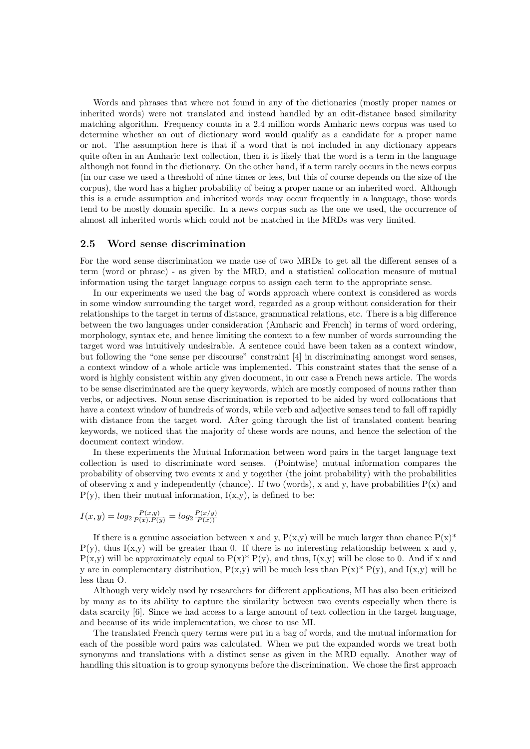Words and phrases that where not found in any of the dictionaries (mostly proper names or inherited words) were not translated and instead handled by an edit-distance based similarity matching algorithm. Frequency counts in a 2.4 million words Amharic news corpus was used to determine whether an out of dictionary word would qualify as a candidate for a proper name or not. The assumption here is that if a word that is not included in any dictionary appears quite often in an Amharic text collection, then it is likely that the word is a term in the language although not found in the dictionary. On the other hand, if a term rarely occurs in the news corpus (in our case we used a threshold of nine times or less, but this of course depends on the size of the corpus), the word has a higher probability of being a proper name or an inherited word. Although this is a crude assumption and inherited words may occur frequently in a language, those words tend to be mostly domain specific. In a news corpus such as the one we used, the occurrence of almost all inherited words which could not be matched in the MRDs was very limited.

## 2.5 Word sense discrimination

For the word sense discrimination we made use of two MRDs to get all the different senses of a term (word or phrase) - as given by the MRD, and a statistical collocation measure of mutual information using the target language corpus to assign each term to the appropriate sense.

In our experiments we used the bag of words approach where context is considered as words in some window surrounding the target word, regarded as a group without consideration for their relationships to the target in terms of distance, grammatical relations, etc. There is a big difference between the two languages under consideration (Amharic and French) in terms of word ordering, morphology, syntax etc, and hence limiting the context to a few number of words surrounding the target word was intuitively undesirable. A sentence could have been taken as a context window, but following the "one sense per discourse" constraint [4] in discriminating amongst word senses, a context window of a whole article was implemented. This constraint states that the sense of a word is highly consistent within any given document, in our case a French news article. The words to be sense discriminated are the query keywords, which are mostly composed of nouns rather than verbs, or adjectives. Noun sense discrimination is reported to be aided by word collocations that have a context window of hundreds of words, while verb and adjective senses tend to fall off rapidly with distance from the target word. After going through the list of translated content bearing keywords, we noticed that the majority of these words are nouns, and hence the selection of the document context window.

In these experiments the Mutual Information between word pairs in the target language text collection is used to discriminate word senses. (Pointwise) mutual information compares the probability of observing two events x and y together (the joint probability) with the probabilities of observing x and y independently (chance). If two (words), x and y, have probabilities P(x) and P(y), then their mutual information, I(x,y), is defined to be:

$$I(x,y) = log_2 \frac{P(x,y)}{P(x).P(y)} = log_2 \frac{P(x/y)}{P(x))}$$

If there is a genuine association between x and y, P(x,y) will be much larger than chance P(x)* P(y), thus I(x,y) will be greater than 0. If there is no interesting relationship between x and y, P(x,y) will be approximately equal to P(x)* P(y), and thus, I(x,y) will be close to 0. And if x and y are in complementary distribution, P(x,y) will be much less than P(x)* P(y), and I(x,y) will be less than O.

Although very widely used by researchers for different applications, MI has also been criticized by many as to its ability to capture the similarity between two events especially when there is data scarcity [6]. Since we had access to a large amount of text collection in the target language, and because of its wide implementation, we chose to use MI.

The translated French query terms were put in a bag of words, and the mutual information for each of the possible word pairs was calculated. When we put the expanded words we treat both synonyms and translations with a distinct sense as given in the MRD equally. Another way of handling this situation is to group synonyms before the discrimination. We chose the first approach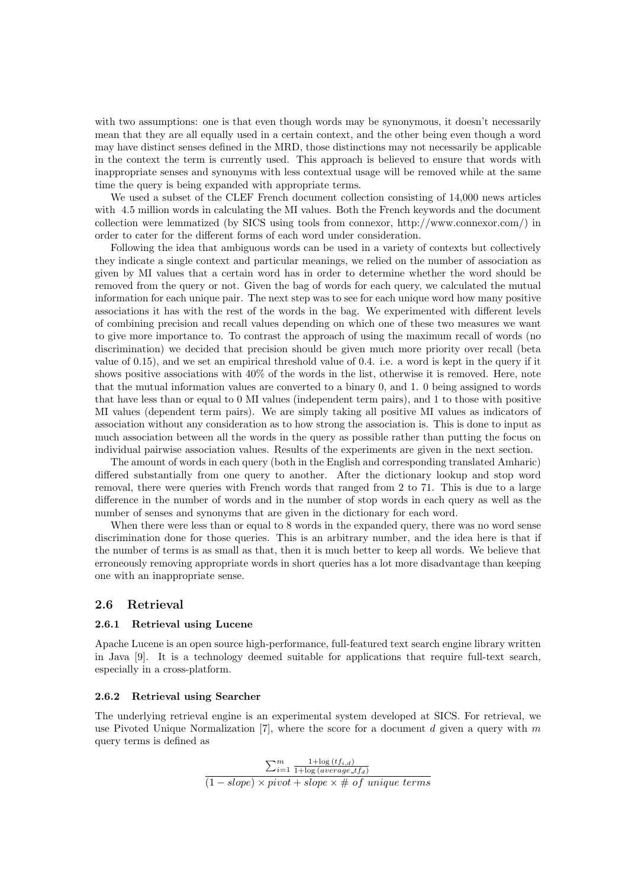with two assumptions: one is that even though words may be synonymous, it doesn't necessarily mean that they are all equally used in a certain context, and the other being even though a word may have distinct senses defined in the MRD, those distinctions may not necessarily be applicable in the context the term is currently used. This approach is believed to ensure that words with inappropriate senses and synonyms with less contextual usage will be removed while at the same time the query is being expanded with appropriate terms.

We used a subset of the CLEF French document collection consisting of 14,000 news articles with 4.5 million words in calculating the MI values. Both the French keywords and the document collection were lemmatized (by SICS using tools from connexor, http://www.connexor.com/) in order to cater for the different forms of each word under consideration.

Following the idea that ambiguous words can be used in a variety of contexts but collectively they indicate a single context and particular meanings, we relied on the number of association as given by MI values that a certain word has in order to determine whether the word should be removed from the query or not. Given the bag of words for each query, we calculated the mutual information for each unique pair. The next step was to see for each unique word how many positive associations it has with the rest of the words in the bag. We experimented with different levels of combining precision and recall values depending on which one of these two measures we want to give more importance to. To contrast the approach of using the maximum recall of words (no discrimination) we decided that precision should be given much more priority over recall (beta value of 0.15), and we set an empirical threshold value of 0.4. i.e. a word is kept in the query if it shows positive associations with 40% of the words in the list, otherwise it is removed. Here, note that the mutual information values are converted to a binary 0, and 1. 0 being assigned to words that have less than or equal to 0 MI values (independent term pairs), and 1 to those with positive MI values (dependent term pairs). We are simply taking all positive MI values as indicators of association without any consideration as to how strong the association is. This is done to input as much association between all the words in the query as possible rather than putting the focus on individual pairwise association values. Results of the experiments are given in the next section.

The amount of words in each query (both in the English and corresponding translated Amharic) differed substantially from one query to another. After the dictionary lookup and stop word removal, there were queries with French words that ranged from 2 to 71. This is due to a large difference in the number of words and in the number of stop words in each query as well as the number of senses and synonyms that are given in the dictionary for each word.

When there were less than or equal to 8 words in the expanded query, there was no word sense discrimination done for those queries. This is an arbitrary number, and the idea here is that if the number of terms is as small as that, then it is much better to keep all words. We believe that erroneously removing appropriate words in short queries has a lot more disadvantage than keeping one with an inappropriate sense.

## 2.6 Retrieval

### 2.6.1 Retrieval using Lucene

Apache Lucene is an open source high-performance, full-featured text search engine library written in Java [9]. It is a technology deemed suitable for applications that require full-text search, especially in a cross-platform.

### 2.6.2 Retrieval using Searcher

The underlying retrieval engine is an experimental system developed at SICS. For retrieval, we use Pivoted Unique Normalization [7], where the score for a document $d$ given a query with $m$ query terms is defined as

$$\frac{\sum_{i=1}^{m} \frac{1+\log(tf_{i,d})}{1+\log(average\_tf_d)}}{(1-slope)\times pivot + slope \times \#\ of\ unique\ terms}$$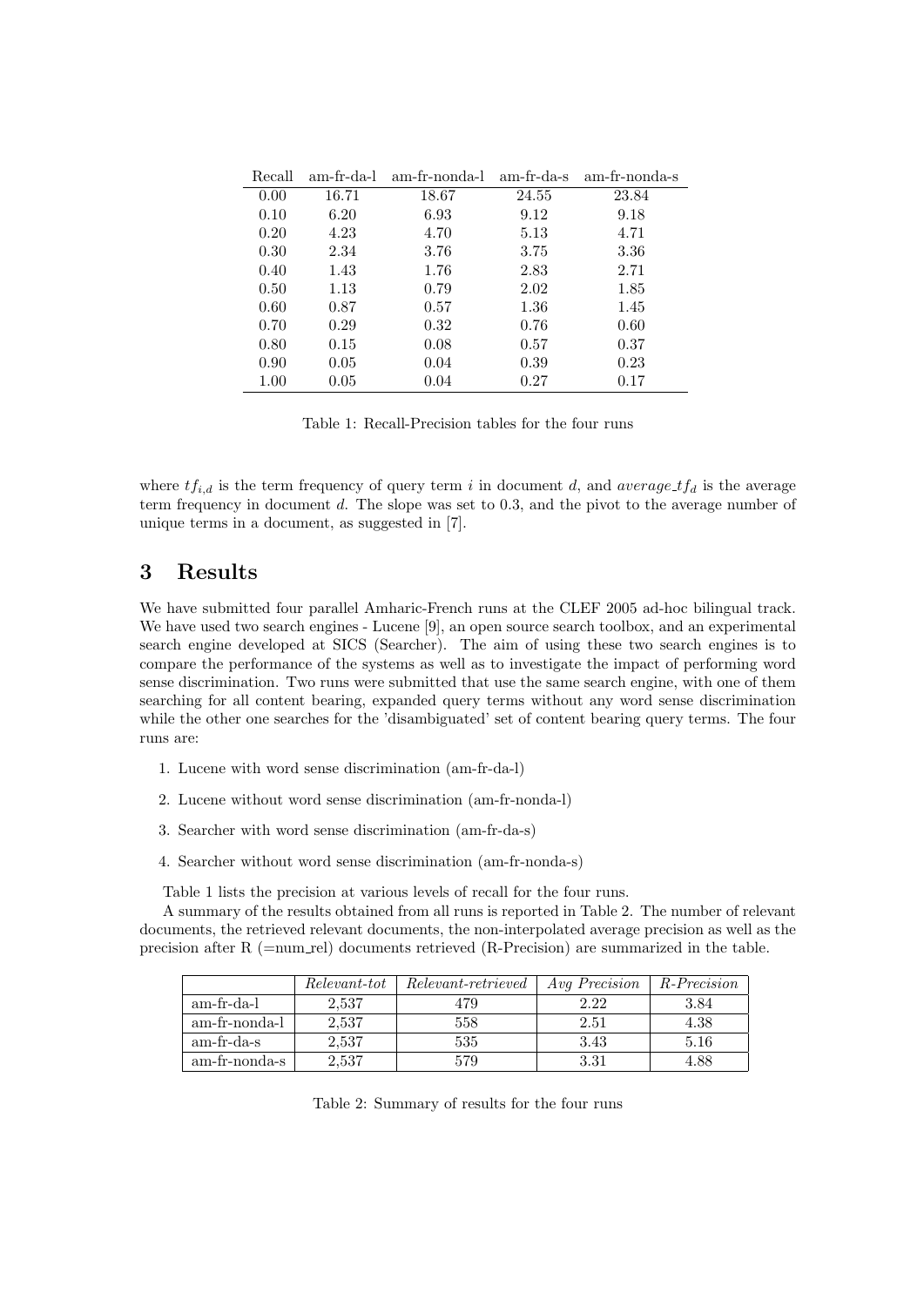| Recall | am-fr-da-l | am-fr-nonda-l | am-fr-da-s | am-fr-nonda-s |
|---|---|---|---|---|
| 0.00 | 16.71 | 18.67 | 24.55 | 23.84 |
| 0.10 | 6.20 | 6.93 | 9.12 | 9.18 |
| 0.20 | 4.23 | 4.70 | 5.13 | 4.71 |
| 0.30 | 2.34 | 3.76 | 3.75 | 3.36 |
| 0.40 | 1.43 | 1.76 | 2.83 | 2.71 |
| 0.50 | 1.13 | 0.79 | 2.02 | 1.85 |
| 0.60 | 0.87 | 0.57 | 1.36 | 1.45 |
| 0.70 | 0.29 | 0.32 | 0.76 | 0.60 |
| 0.80 | 0.15 | 0.08 | 0.57 | 0.37 |
| 0.90 | 0.05 | 0.04 | 0.39 | 0.23 |
| 1.00 | 0.05 | 0.04 | 0.27 | 0.17 |

Table 1: Recall-Precision tables for the four runs

where $tf_{i,d}$ is the term frequency of query term $i$ in document $d$, and $average\_tf_d$ is the average term frequency in document $d$. The slope was set to 0.3, and the pivot to the average number of unique terms in a document, as suggested in [7].

## 3 Results

We have submitted four parallel Amharic-French runs at the CLEF 2005 ad-hoc bilingual track. We have used two search engines - Lucene [9], an open source search toolbox, and an experimental search engine developed at SICS (Searcher). The aim of using these two search engines is to compare the performance of the systems as well as to investigate the impact of performing word sense discrimination. Two runs were submitted that use the same search engine, with one of them searching for all content bearing, expanded query terms without any word sense discrimination while the other one searches for the 'disambiguated' set of content bearing query terms. The four runs are:

1. Lucene with word sense discrimination (am-fr-da-l)
2. Lucene without word sense discrimination (am-fr-nonda-l)
3. Searcher with word sense discrimination (am-fr-da-s)
4. Searcher without word sense discrimination (am-fr-nonda-s)

Table 1 lists the precision at various levels of recall for the four runs.

A summary of the results obtained from all runs is reported in Table 2. The number of relevant documents, the retrieved relevant documents, the non-interpolated average precision as well as the precision after R (=num_rel) documents retrieved (R-Precision) are summarized in the table.

| | *Relevant-tot* | *Relevant-retrieved* | *Avg Precision* | *R-Precision* |
|---|---|---|---|---|
| am-fr-da-l | 2,537 | 479 | 2.22 | 3.84 |
| am-fr-nonda-l | 2,537 | 558 | 2.51 | 4.38 |
| am-fr-da-s | 2,537 | 535 | 3.43 | 5.16 |
| am-fr-nonda-s | 2,537 | 579 | 3.31 | 4.88 |

Table 2: Summary of results for the four runs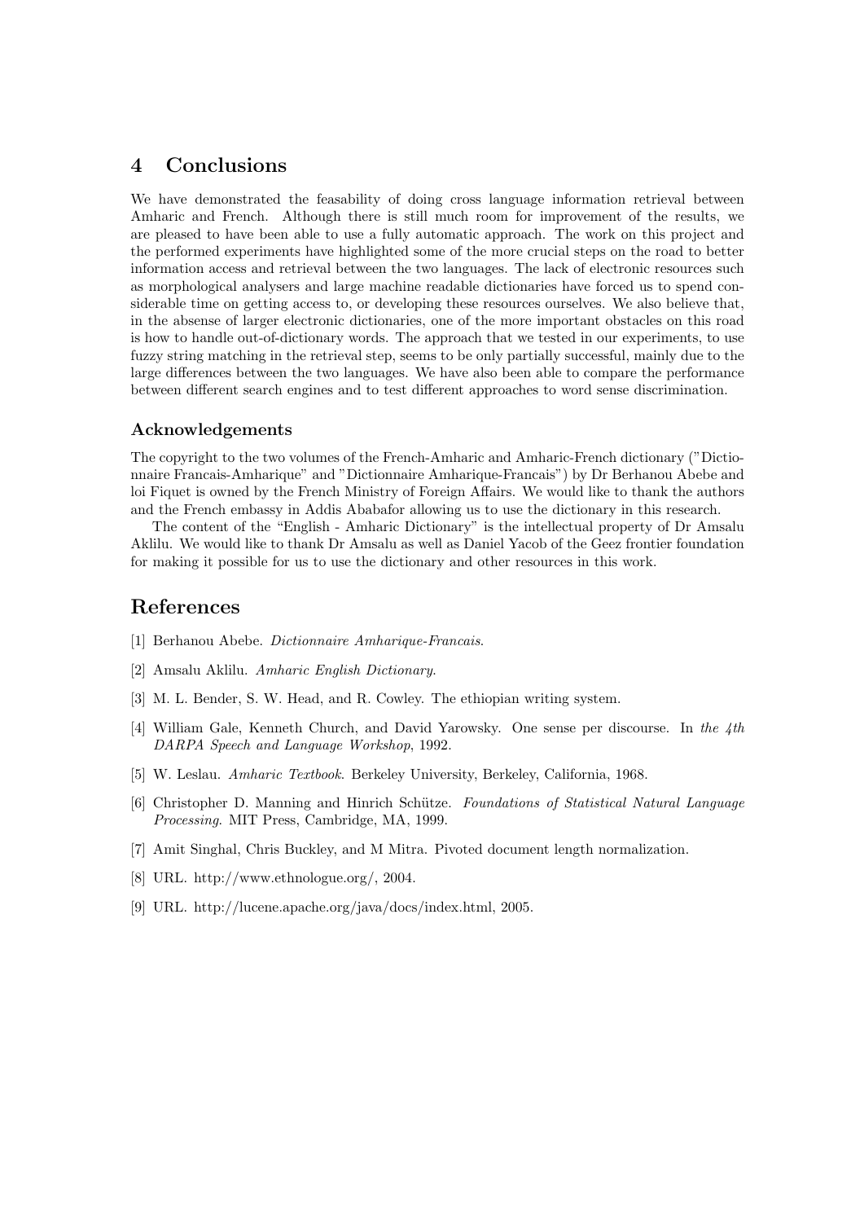## 4 Conclusions

We have demonstrated the feasability of doing cross language information retrieval between Amharic and French. Although there is still much room for improvement of the results, we are pleased to have been able to use a fully automatic approach. The work on this project and the performed experiments have highlighted some of the more crucial steps on the road to better information access and retrieval between the two languages. The lack of electronic resources such as morphological analysers and large machine readable dictionaries have forced us to spend considerable time on getting access to, or developing these resources ourselves. We also believe that, in the absense of larger electronic dictionaries, one of the more important obstacles on this road is how to handle out-of-dictionary words. The approach that we tested in our experiments, to use fuzzy string matching in the retrieval step, seems to be only partially successful, mainly due to the large differences between the two languages. We have also been able to compare the performance between different search engines and to test different approaches to word sense discrimination.

### Acknowledgements

The copyright to the two volumes of the French-Amharic and Amharic-French dictionary ("Dictionnaire Francais-Amharique" and "Dictionnaire Amharique-Francais") by Dr Berhanou Abebe and loi Fiquet is owned by the French Ministry of Foreign Affairs. We would like to thank the authors and the French embassy in Addis Ababafor allowing us to use the dictionary in this research.

The content of the "English - Amharic Dictionary" is the intellectual property of Dr Amsalu Aklilu. We would like to thank Dr Amsalu as well as Daniel Yacob of the Geez frontier foundation for making it possible for us to use the dictionary and other resources in this work.

## References

[1] Berhanou Abebe. *Dictionnaire Amharique-Francais*.

[2] Amsalu Aklilu. *Amharic English Dictionary*.

[3] M. L. Bender, S. W. Head, and R. Cowley. The ethiopian writing system.

[4] William Gale, Kenneth Church, and David Yarowsky. One sense per discourse. In *the 4th DARPA Speech and Language Workshop*, 1992.

[5] W. Leslau. *Amharic Textbook*. Berkeley University, Berkeley, California, 1968.

[6] Christopher D. Manning and Hinrich Schütze. *Foundations of Statistical Natural Language Processing*. MIT Press, Cambridge, MA, 1999.

[7] Amit Singhal, Chris Buckley, and M Mitra. Pivoted document length normalization.

[8] URL. http://www.ethnologue.org/, 2004.

[9] URL. http://lucene.apache.org/java/docs/index.html, 2005.